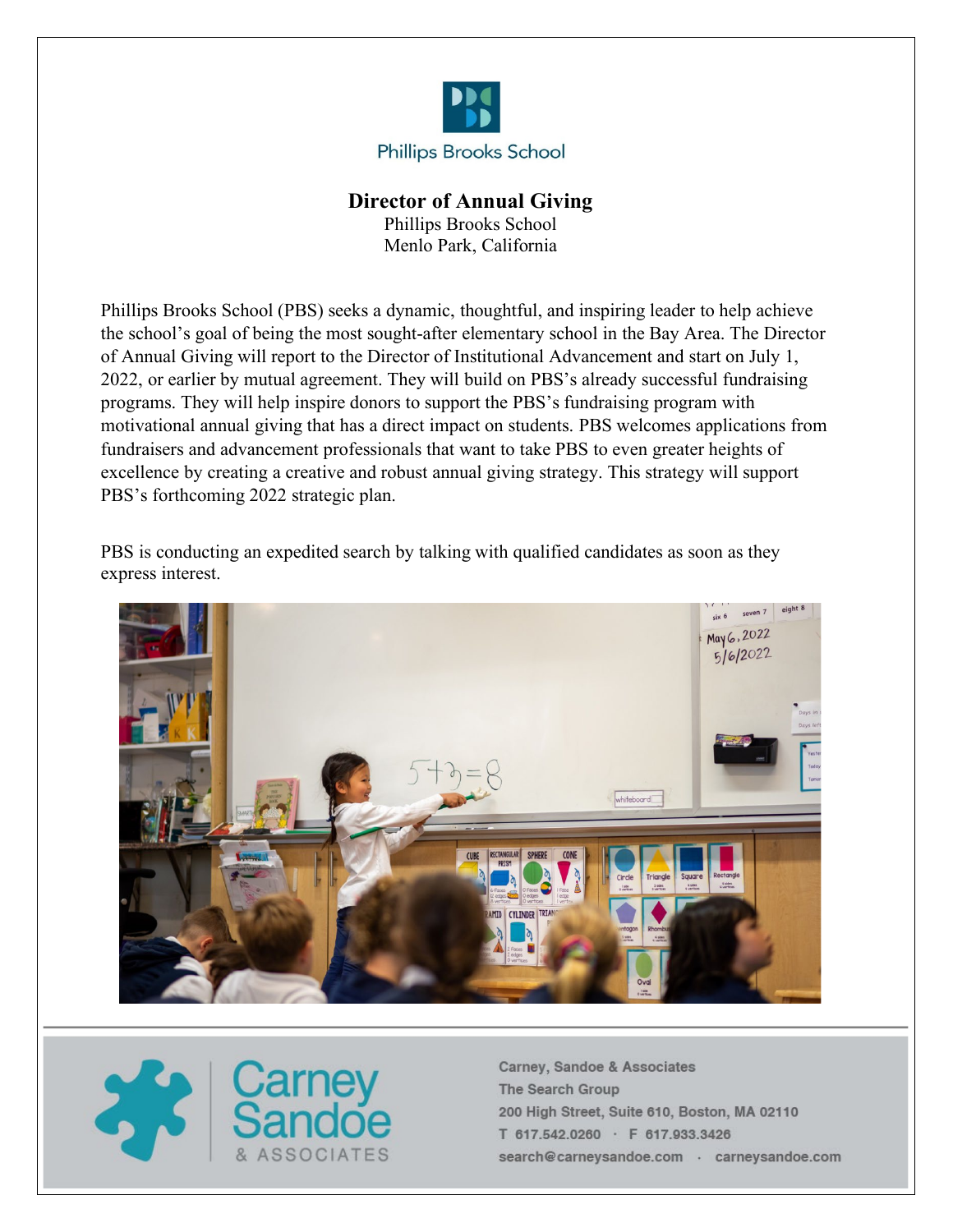Phillips Brooks School

# Director of Annual Giving

Phillips Brooks School
Menlo Park, California

Phillips Brooks School (PBS) seeks a dynamic, thoughtful, and inspiring leader to help achieve the school's goal of being the most sought-after elementary school in the Bay Area. The Director of Annual Giving will report to the Director of Institutional Advancement and start on July 1, 2022, or earlier by mutual agreement. They will build on PBS's already successful fundraising programs. They will help inspire donors to support the PBS's fundraising program with motivational annual giving that has a direct impact on students. PBS welcomes applications from fundraisers and advancement professionals that want to take PBS to even greater heights of excellence by creating a creative and robust annual giving strategy. This strategy will support PBS's forthcoming 2022 strategic plan.

PBS is conducting an expedited search by talking with qualified candidates as soon as they express interest.

Carney Sandoe & Associates

Carney, Sandoe & Associates
The Search Group
200 High Street, Suite 610, Boston, MA 02110
T 617.542.0260 · F 617.933.3426
search@carneysandoe.com · carneysandoe.com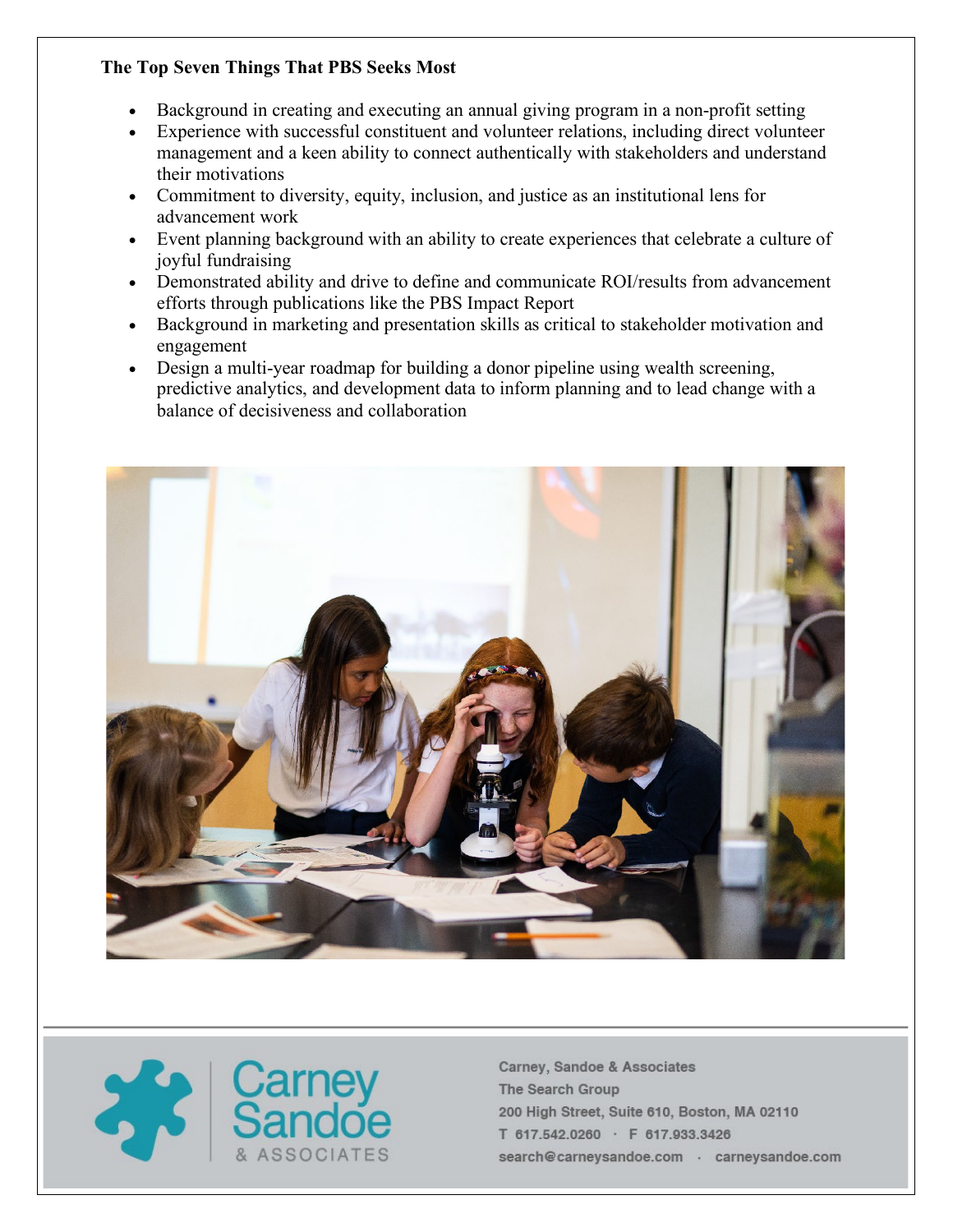**The Top Seven Things That PBS Seeks Most**

- Background in creating and executing an annual giving program in a non-profit setting
- Experience with successful constituent and volunteer relations, including direct volunteer management and a keen ability to connect authentically with stakeholders and understand their motivations
- Commitment to diversity, equity, inclusion, and justice as an institutional lens for advancement work
- Event planning background with an ability to create experiences that celebrate a culture of joyful fundraising
- Demonstrated ability and drive to define and communicate ROI/results from advancement efforts through publications like the PBS Impact Report
- Background in marketing and presentation skills as critical to stakeholder motivation and engagement
- Design a multi-year roadmap for building a donor pipeline using wealth screening, predictive analytics, and development data to inform planning and to lead change with a balance of decisiveness and collaboration

Carney Sandoe & ASSOCIATES

Carney, Sandoe & Associates
The Search Group
200 High Street, Suite 610, Boston, MA 02110
T 617.542.0260 · F 617.933.3426
search@carneysandoe.com · carneysandoe.com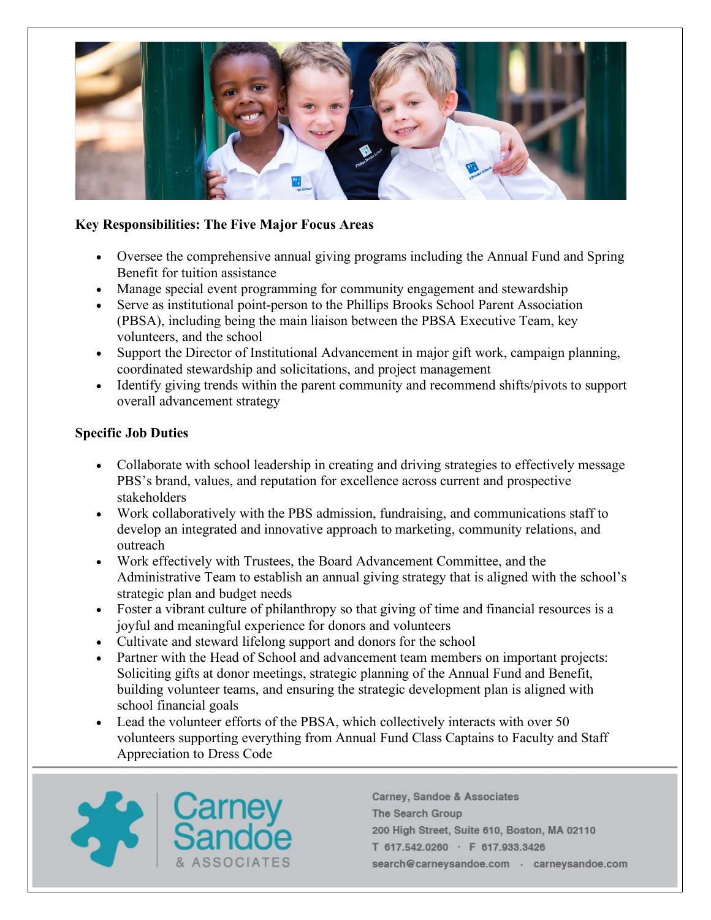**Key Responsibilities: The Five Major Focus Areas**

- Oversee the comprehensive annual giving programs including the Annual Fund and Spring Benefit for tuition assistance
- Manage special event programming for community engagement and stewardship
- Serve as institutional point-person to the Phillips Brooks School Parent Association (PBSA), including being the main liaison between the PBSA Executive Team, key volunteers, and the school
- Support the Director of Institutional Advancement in major gift work, campaign planning, coordinated stewardship and solicitations, and project management
- Identify giving trends within the parent community and recommend shifts/pivots to support overall advancement strategy

**Specific Job Duties**

- Collaborate with school leadership in creating and driving strategies to effectively message PBS's brand, values, and reputation for excellence across current and prospective stakeholders
- Work collaboratively with the PBS admission, fundraising, and communications staff to develop an integrated and innovative approach to marketing, community relations, and outreach
- Work effectively with Trustees, the Board Advancement Committee, and the Administrative Team to establish an annual giving strategy that is aligned with the school's strategic plan and budget needs
- Foster a vibrant culture of philanthropy so that giving of time and financial resources is a joyful and meaningful experience for donors and volunteers
- Cultivate and steward lifelong support and donors for the school
- Partner with the Head of School and advancement team members on important projects: Soliciting gifts at donor meetings, strategic planning of the Annual Fund and Benefit, building volunteer teams, and ensuring the strategic development plan is aligned with school financial goals
- Lead the volunteer efforts of the PBSA, which collectively interacts with over 50 volunteers supporting everything from Annual Fund Class Captains to Faculty and Staff Appreciation to Dress Code

Carney Sandoe & ASSOCIATES

Carney, Sandoe & Associates
The Search Group
200 High Street, Suite 610, Boston, MA 02110
T 617.542.0260 · F 617.933.3426
search@carneysandoe.com · carneysandoe.com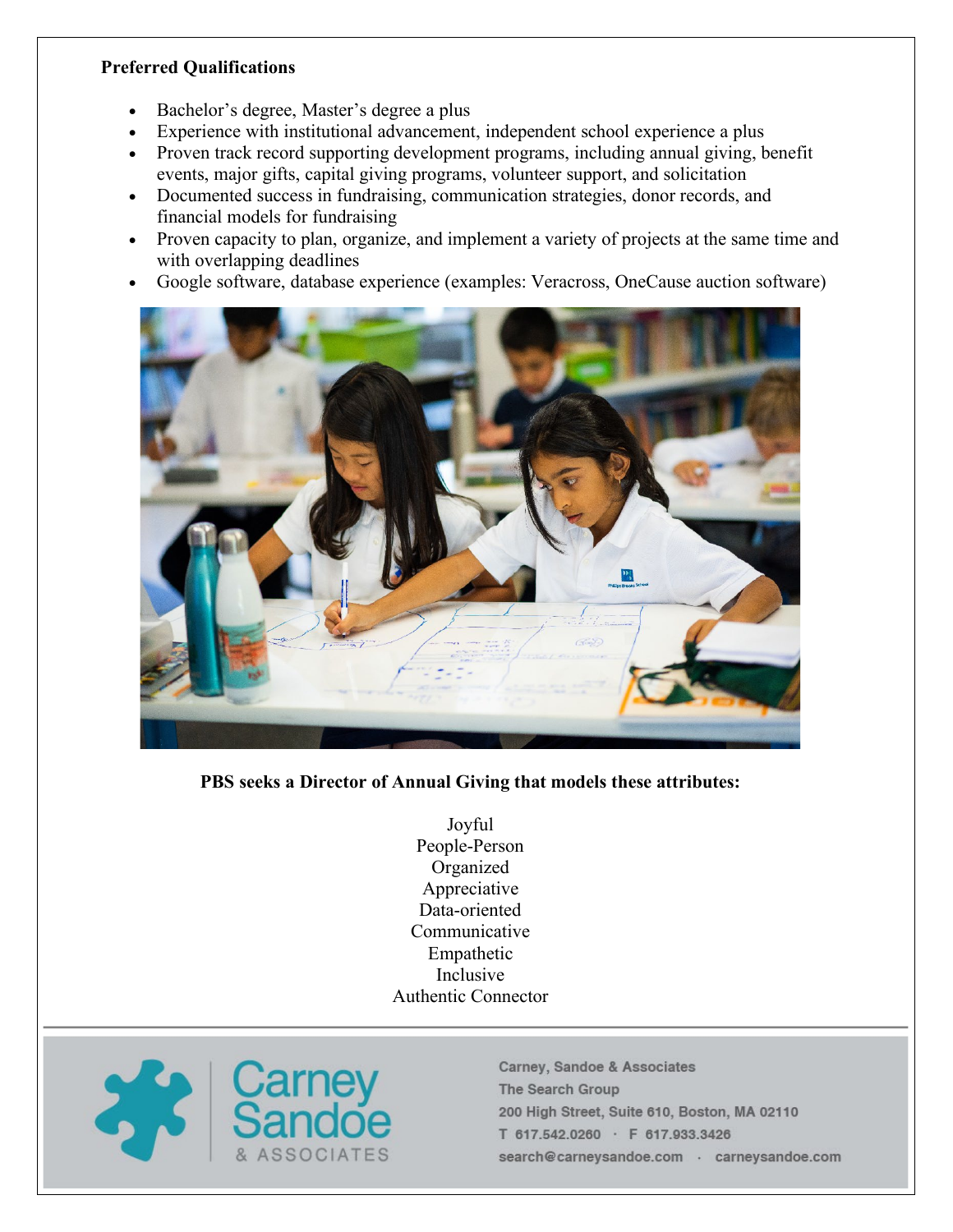**Preferred Qualifications**

- Bachelor's degree, Master's degree a plus
- Experience with institutional advancement, independent school experience a plus
- Proven track record supporting development programs, including annual giving, benefit events, major gifts, capital giving programs, volunteer support, and solicitation
- Documented success in fundraising, communication strategies, donor records, and financial models for fundraising
- Proven capacity to plan, organize, and implement a variety of projects at the same time and with overlapping deadlines
- Google software, database experience (examples: Veracross, OneCause auction software)

**PBS seeks a Director of Annual Giving that models these attributes:**

Joyful
People-Person
Organized
Appreciative
Data-oriented
Communicative
Empathetic
Inclusive
Authentic Connector

Carney Sandoe & ASSOCIATES

Carney, Sandoe & Associates
The Search Group
200 High Street, Suite 610, Boston, MA 02110
T 617.542.0260 · F 617.933.3426
search@carneysandoe.com · carneysandoe.com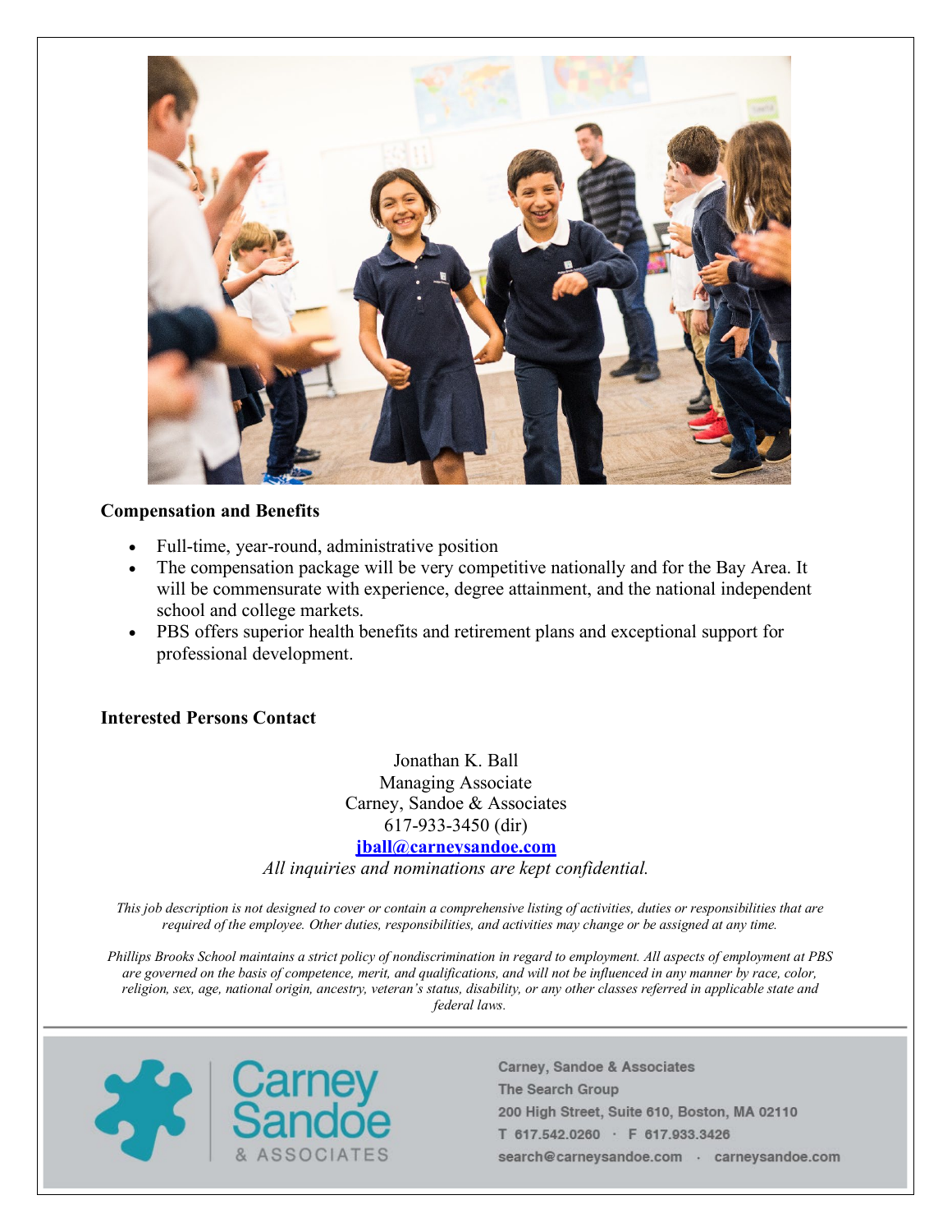**Compensation and Benefits**

- Full-time, year-round, administrative position
- The compensation package will be very competitive nationally and for the Bay Area. It will be commensurate with experience, degree attainment, and the national independent school and college markets.
- PBS offers superior health benefits and retirement plans and exceptional support for professional development.

**Interested Persons Contact**

Jonathan K. Ball
Managing Associate
Carney, Sandoe & Associates
617-933-3450 (dir)
**jball@carneysandoe.com**
*All inquiries and nominations are kept confidential.*

*This job description is not designed to cover or contain a comprehensive listing of activities, duties or responsibilities that are required of the employee. Other duties, responsibilities, and activities may change or be assigned at any time.*

*Phillips Brooks School maintains a strict policy of nondiscrimination in regard to employment. All aspects of employment at PBS are governed on the basis of competence, merit, and qualifications, and will not be influenced in any manner by race, color, religion, sex, age, national origin, ancestry, veteran's status, disability, or any other classes referred in applicable state and federal laws.*

Carney Sandoe & ASSOCIATES

Carney, Sandoe & Associates
The Search Group
200 High Street, Suite 610, Boston, MA 02110
T 617.542.0260 · F 617.933.3426
search@carneysandoe.com · carneysandoe.com